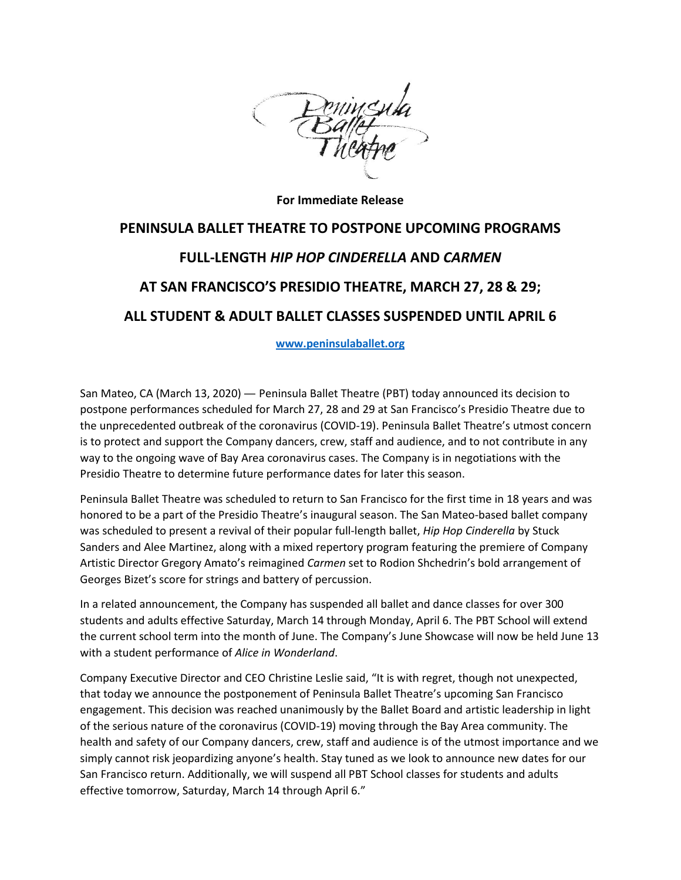**For Immediate Release**

# PENINSULA BALLET THEATRE TO POSTPONE UPCOMING PROGRAMS

# FULL-LENGTH *HIP HOP CINDERELLA* AND *CARMEN*

# AT SAN FRANCISCO'S PRESIDIO THEATRE, MARCH 27, 28 & 29;

# ALL STUDENT & ADULT BALLET CLASSES SUSPENDED UNTIL APRIL 6

**www.peninsulaballet.org**

San Mateo, CA (March 13, 2020) — Peninsula Ballet Theatre (PBT) today announced its decision to postpone performances scheduled for March 27, 28 and 29 at San Francisco's Presidio Theatre due to the unprecedented outbreak of the coronavirus (COVID-19). Peninsula Ballet Theatre's utmost concern is to protect and support the Company dancers, crew, staff and audience, and to not contribute in any way to the ongoing wave of Bay Area coronavirus cases. The Company is in negotiations with the Presidio Theatre to determine future performance dates for later this season.

Peninsula Ballet Theatre was scheduled to return to San Francisco for the first time in 18 years and was honored to be a part of the Presidio Theatre's inaugural season. The San Mateo-based ballet company was scheduled to present a revival of their popular full-length ballet, *Hip Hop Cinderella* by Stuck Sanders and Alee Martinez, along with a mixed repertory program featuring the premiere of Company Artistic Director Gregory Amato's reimagined *Carmen* set to Rodion Shchedrin's bold arrangement of Georges Bizet's score for strings and battery of percussion.

In a related announcement, the Company has suspended all ballet and dance classes for over 300 students and adults effective Saturday, March 14 through Monday, April 6. The PBT School will extend the current school term into the month of June. The Company's June Showcase will now be held June 13 with a student performance of *Alice in Wonderland*.

Company Executive Director and CEO Christine Leslie said, "It is with regret, though not unexpected, that today we announce the postponement of Peninsula Ballet Theatre's upcoming San Francisco engagement. This decision was reached unanimously by the Ballet Board and artistic leadership in light of the serious nature of the coronavirus (COVID-19) moving through the Bay Area community. The health and safety of our Company dancers, crew, staff and audience is of the utmost importance and we simply cannot risk jeopardizing anyone's health. Stay tuned as we look to announce new dates for our San Francisco return. Additionally, we will suspend all PBT School classes for students and adults effective tomorrow, Saturday, March 14 through April 6."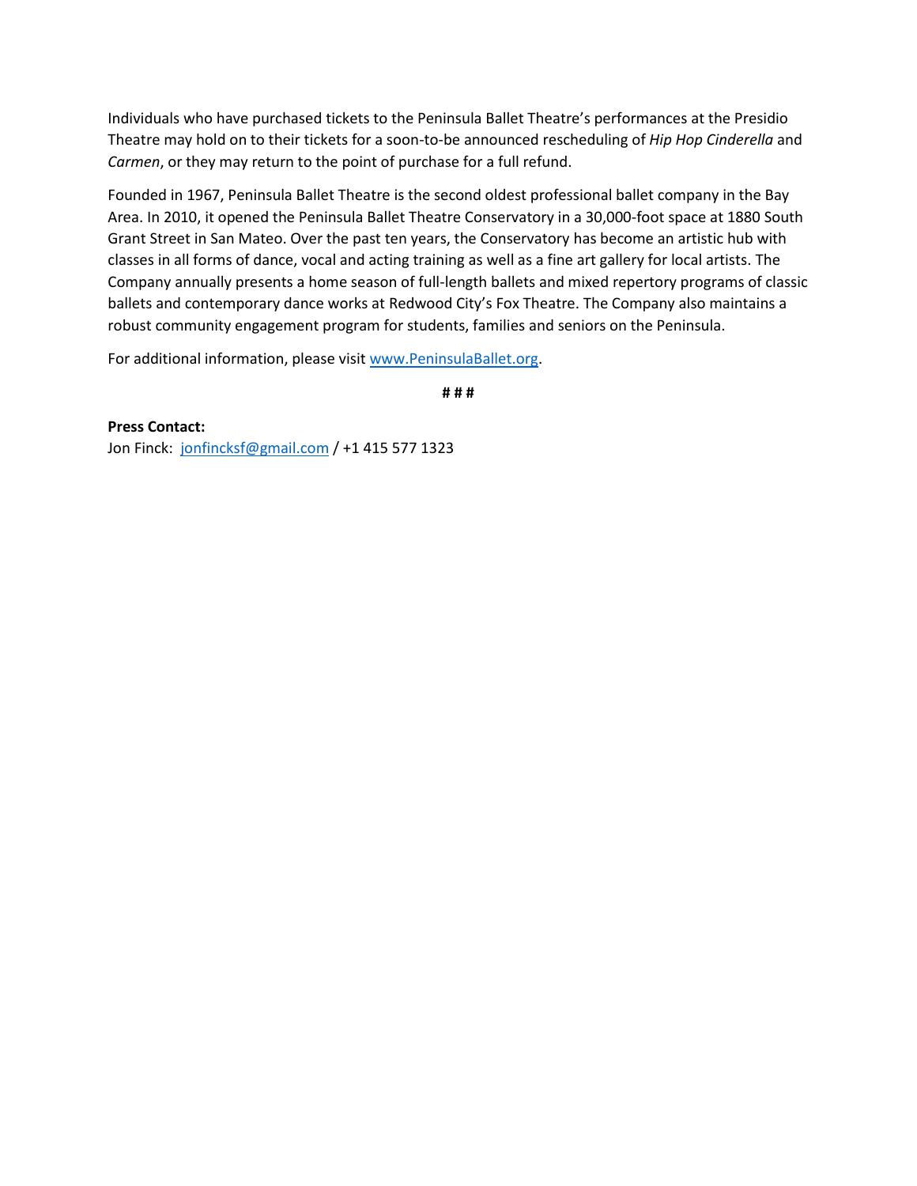Individuals who have purchased tickets to the Peninsula Ballet Theatre's performances at the Presidio Theatre may hold on to their tickets for a soon-to-be announced rescheduling of *Hip Hop Cinderella* and *Carmen*, or they may return to the point of purchase for a full refund.

Founded in 1967, Peninsula Ballet Theatre is the second oldest professional ballet company in the Bay Area. In 2010, it opened the Peninsula Ballet Theatre Conservatory in a 30,000-foot space at 1880 South Grant Street in San Mateo. Over the past ten years, the Conservatory has become an artistic hub with classes in all forms of dance, vocal and acting training as well as a fine art gallery for local artists. The Company annually presents a home season of full-length ballets and mixed repertory programs of classic ballets and contemporary dance works at Redwood City's Fox Theatre. The Company also maintains a robust community engagement program for students, families and seniors on the Peninsula.

For additional information, please visit [www.PeninsulaBallet.org](http://www.PeninsulaBallet.org).

**# # #**

**Press Contact:**
Jon Finck: [jonfincksf@gmail.com](mailto:jonfincksf@gmail.com) / +1 415 577 1323